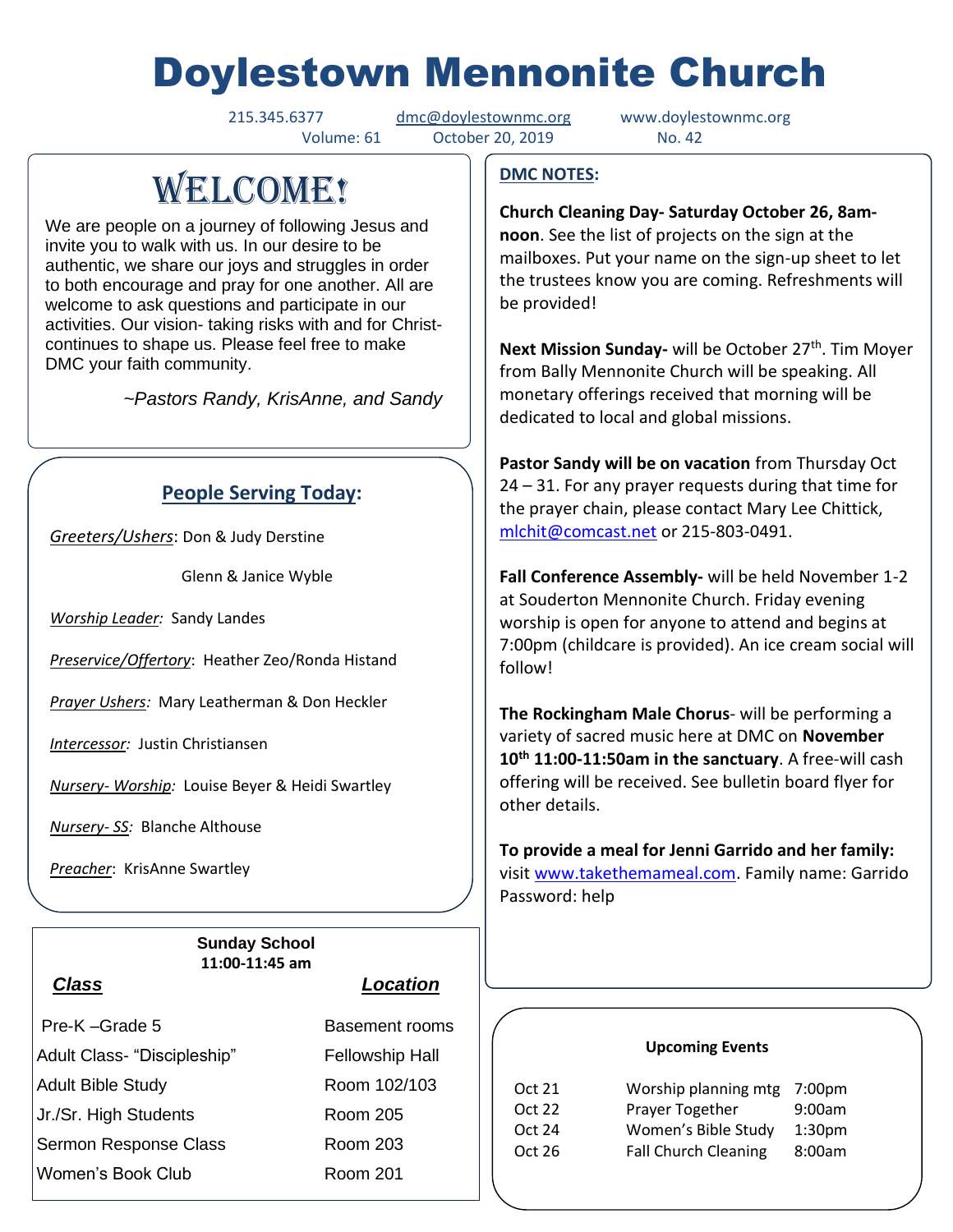# Doylestown Mennonite Church

215.345.6377 dmc@doylestownmc.org www.doylestownmc.org
Volume: 61 October 20, 2019 No. 42

## WELCOME!

We are people on a journey of following Jesus and invite you to walk with us. In our desire to be authentic, we share our joys and struggles in order to both encourage and pray for one another. All are welcome to ask questions and participate in our activities. Our vision- taking risks with and for Christ- continues to shape us. Please feel free to make DMC your faith community.

*~Pastors Randy, KrisAnne, and Sandy*

## People Serving Today:

*Greeters/Ushers*: Don & Judy Derstine
Glenn & Janice Wyble

*Worship Leader:* Sandy Landes

*Preservice/Offertory*: Heather Zeo/Ronda Histand

*Prayer Ushers:* Mary Leatherman & Don Heckler

*Intercessor:* Justin Christiansen

*Nursery- Worship:* Louise Beyer & Heidi Swartley

*Nursery- SS:* Blanche Althouse

*Preacher*: KrisAnne Swartley

### Sunday School
**11:00-11:45 am**

| Class | Location |
|---|---|
| Pre-K –Grade 5 | Basement rooms |
| Adult Class- "Discipleship" | Fellowship Hall |
| Adult Bible Study | Room 102/103 |
| Jr./Sr. High Students | Room 205 |
| Sermon Response Class | Room 203 |
| Women's Book Club | Room 201 |

## DMC NOTES:

**Church Cleaning Day- Saturday October 26, 8am-noon**. See the list of projects on the sign at the mailboxes. Put your name on the sign-up sheet to let the trustees know you are coming. Refreshments will be provided!

**Next Mission Sunday-** will be October 27th. Tim Moyer from Bally Mennonite Church will be speaking. All monetary offerings received that morning will be dedicated to local and global missions.

**Pastor Sandy will be on vacation** from Thursday Oct 24 – 31. For any prayer requests during that time for the prayer chain, please contact Mary Lee Chittick, mlchit@comcast.net or 215-803-0491.

**Fall Conference Assembly-** will be held November 1-2 at Souderton Mennonite Church. Friday evening worship is open for anyone to attend and begins at 7:00pm (childcare is provided). An ice cream social will follow!

**The Rockingham Male Chorus**- will be performing a variety of sacred music here at DMC on **November 10th 11:00-11:50am in the sanctuary**. A free-will cash offering will be received. See bulletin board flyer for other details.

**To provide a meal for Jenni Garrido and her family:** visit www.takethemameal.com. Family name: Garrido Password: help

### Upcoming Events

| Date | Event | Time |
|---|---|---|
| Oct 21 | Worship planning mtg | 7:00pm |
| Oct 22 | Prayer Together | 9:00am |
| Oct 24 | Women's Bible Study | 1:30pm |
| Oct 26 | Fall Church Cleaning | 8:00am |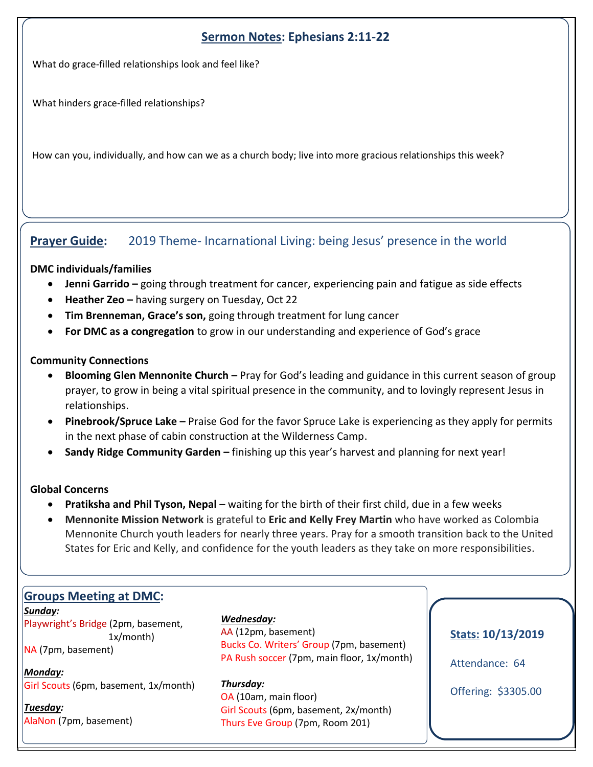## Sermon Notes: Ephesians 2:11-22

What do grace-filled relationships look and feel like?

What hinders grace-filled relationships?

How can you, individually, and how can we as a church body; live into more gracious relationships this week?

## Prayer Guide: 2019 Theme- Incarnational Living: being Jesus' presence in the world

**DMC individuals/families**

- **Jenni Garrido –** going through treatment for cancer, experiencing pain and fatigue as side effects
- **Heather Zeo –** having surgery on Tuesday, Oct 22
- **Tim Brenneman, Grace's son,** going through treatment for lung cancer
- **For DMC as a congregation** to grow in our understanding and experience of God's grace

**Community Connections**

- **Blooming Glen Mennonite Church –** Pray for God's leading and guidance in this current season of group prayer, to grow in being a vital spiritual presence in the community, and to lovingly represent Jesus in relationships.
- **Pinebrook/Spruce Lake –** Praise God for the favor Spruce Lake is experiencing as they apply for permits in the next phase of cabin construction at the Wilderness Camp.
- **Sandy Ridge Community Garden –** finishing up this year's harvest and planning for next year!

**Global Concerns**

- **Pratiksha and Phil Tyson, Nepal** – waiting for the birth of their first child, due in a few weeks
- **Mennonite Mission Network** is grateful to **Eric and Kelly Frey Martin** who have worked as Colombia Mennonite Church youth leaders for nearly three years. Pray for a smooth transition back to the United States for Eric and Kelly, and confidence for the youth leaders as they take on more responsibilities.

## Groups Meeting at DMC:

***Sunday:***
Playwright's Bridge (2pm, basement, 1x/month)
NA (7pm, basement)

***Monday:***
Girl Scouts (6pm, basement, 1x/month)

***Tuesday:***
AlaNon (7pm, basement)

***Wednesday:***
AA (12pm, basement)
Bucks Co. Writers' Group (7pm, basement)
PA Rush soccer (7pm, main floor, 1x/month)

***Thursday:***
OA (10am, main floor)
Girl Scouts (6pm, basement, 2x/month)
Thurs Eve Group (7pm, Room 201)

**Stats: 10/13/2019**

Attendance: 64

Offering: $3305.00